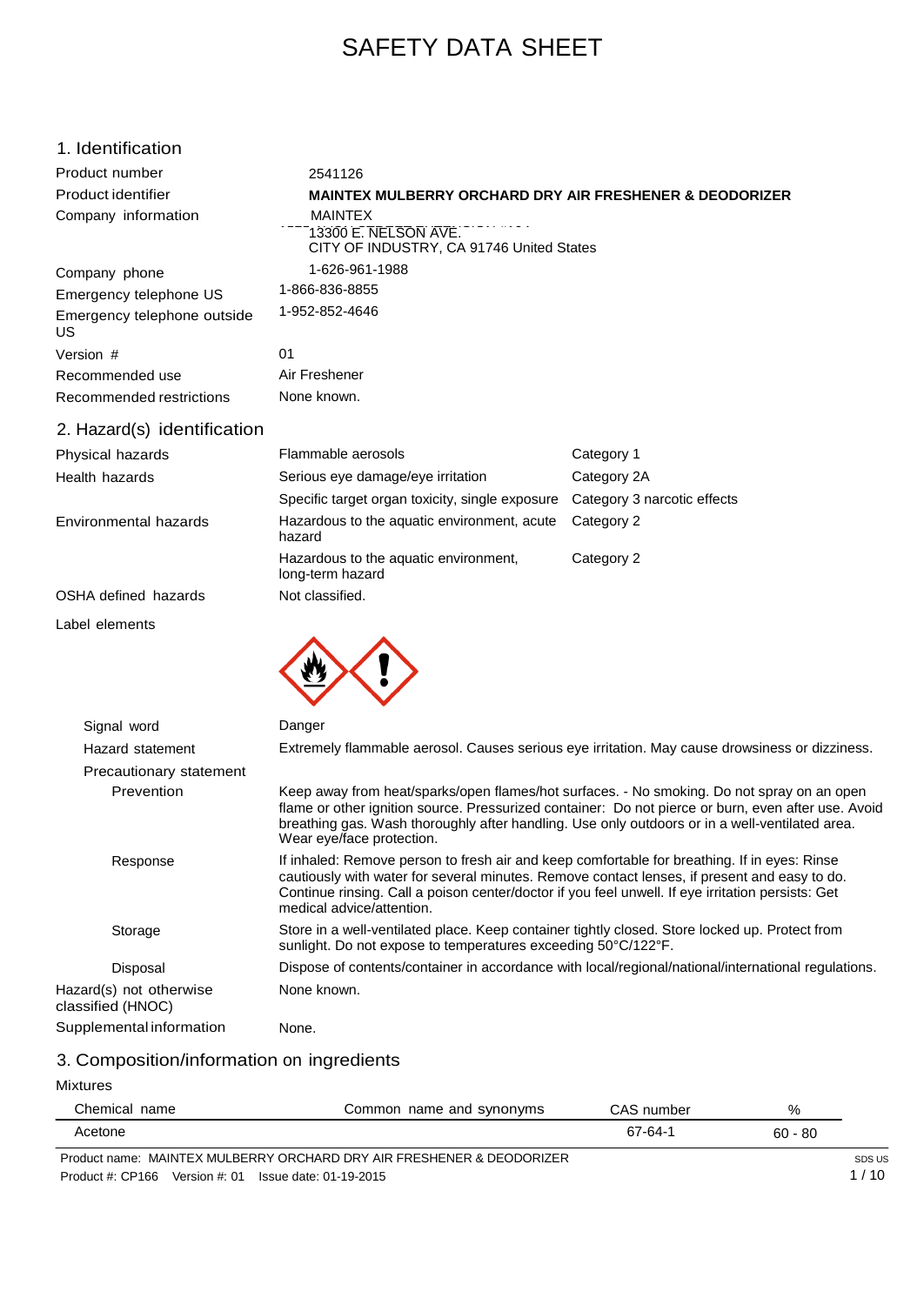# SAFETY DATA SHEET

## 1. Identification

| | |
|---|---|
| Product number | 2541126 |
| Product identifier | **MAINTEX MULBERRY ORCHARD DRY AIR FRESHENER & DEODORIZER** |
| Company information | MAINTEX<br>13300 E. NELSON AVE.<br>CITY OF INDUSTRY, CA 91746 United States |
| Company phone | 1-626-961-1988 |
| Emergency telephone US | 1-866-836-8855 |
| Emergency telephone outside US | 1-952-852-4646 |
| Version # | 01 |
| Recommended use | Air Freshener |
| Recommended restrictions | None known. |

## 2. Hazard(s) identification

| | | |
|---|---|---|
| Physical hazards | Flammable aerosols | Category 1 |
| Health hazards | Serious eye damage/eye irritation | Category 2A |
| | Specific target organ toxicity, single exposure | Category 3 narcotic effects |
| Environmental hazards | Hazardous to the aquatic environment, acute hazard | Category 2 |
| | Hazardous to the aquatic environment, long-term hazard | Category 2 |
| OSHA defined hazards | Not classified. | |

**Label elements**

**Signal word** Danger

**Hazard statement** Extremely flammable aerosol. Causes serious eye irritation. May cause drowsiness or dizziness.

**Precautionary statement**

**Prevention** Keep away from heat/sparks/open flames/hot surfaces. - No smoking. Do not spray on an open flame or other ignition source. Pressurized container: Do not pierce or burn, even after use. Avoid breathing gas. Wash thoroughly after handling. Use only outdoors or in a well-ventilated area. Wear eye/face protection.

**Response** If inhaled: Remove person to fresh air and keep comfortable for breathing. If in eyes: Rinse cautiously with water for several minutes. Remove contact lenses, if present and easy to do. Continue rinsing. Call a poison center/doctor if you feel unwell. If eye irritation persists: Get medical advice/attention.

**Storage** Store in a well-ventilated place. Keep container tightly closed. Store locked up. Protect from sunlight. Do not expose to temperatures exceeding 50°C/122°F.

**Disposal** Dispose of contents/container in accordance with local/regional/national/international regulations.

**Hazard(s) not otherwise classified (HNOC)** None known.

**Supplemental information** None.

## 3. Composition/information on ingredients

Mixtures

| Chemical name | Common name and synonyms | CAS number | % |
|---|---|---|---|
| Acetone | | 67-64-1 | 60 - 80 |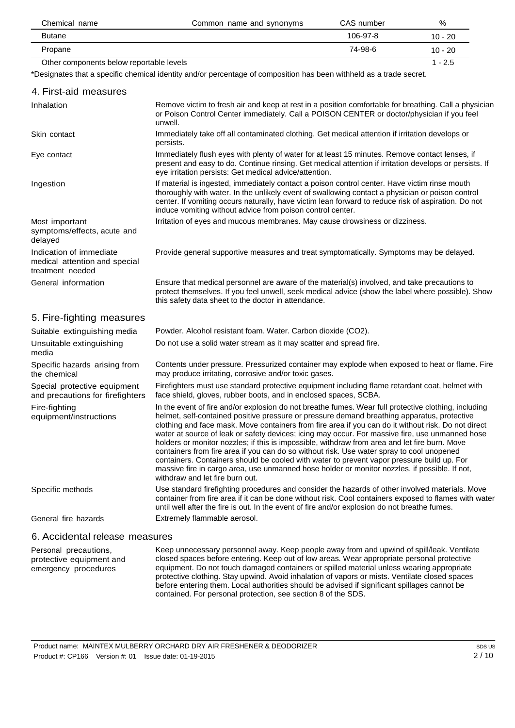| Chemical name | Common name and synonyms | CAS number | % |
| --- | --- | --- | --- |
| Butane | | 106-97-8 | 10 - 20 |
| Propane | | 74-98-6 | 10 - 20 |
| Other components below reportable levels | | | 1 - 2.5 |

*Designates that a specific chemical identity and/or percentage of composition has been withheld as a trade secret.

## 4. First-aid measures

| | |
| --- | --- |
| Inhalation | Remove victim to fresh air and keep at rest in a position comfortable for breathing. Call a physician or Poison Control Center immediately. Call a POISON CENTER or doctor/physician if you feel unwell. |
| Skin contact | Immediately take off all contaminated clothing. Get medical attention if irritation develops or persists. |
| Eye contact | Immediately flush eyes with plenty of water for at least 15 minutes. Remove contact lenses, if present and easy to do. Continue rinsing. Get medical attention if irritation develops or persists. If eye irritation persists: Get medical advice/attention. |
| Ingestion | If material is ingested, immediately contact a poison control center. Have victim rinse mouth thoroughly with water. In the unlikely event of swallowing contact a physician or poison control center. If vomiting occurs naturally, have victim lean forward to reduce risk of aspiration. Do not induce vomiting without advice from poison control center. |
| Most important symptoms/effects, acute and delayed | Irritation of eyes and mucous membranes. May cause drowsiness or dizziness. |
| Indication of immediate medical attention and special treatment needed | Provide general supportive measures and treat symptomatically. Symptoms may be delayed. |
| General information | Ensure that medical personnel are aware of the material(s) involved, and take precautions to protect themselves. If you feel unwell, seek medical advice (show the label where possible). Show this safety data sheet to the doctor in attendance. |

## 5. Fire-fighting measures

| | |
| --- | --- |
| Suitable extinguishing media | Powder. Alcohol resistant foam. Water. Carbon dioxide ($CO_2$). |
| Unsuitable extinguishing media | Do not use a solid water stream as it may scatter and spread fire. |
| Specific hazards arising from the chemical | Contents under pressure. Pressurized container may explode when exposed to heat or flame. Fire may produce irritating, corrosive and/or toxic gases. |
| Special protective equipment and precautions for firefighters | Firefighters must use standard protective equipment including flame retardant coat, helmet with face shield, gloves, rubber boots, and in enclosed spaces, SCBA. |
| Fire-fighting equipment/instructions | In the event of fire and/or explosion do not breathe fumes. Wear full protective clothing, including helmet, self-contained positive pressure or pressure demand breathing apparatus, protective clothing and face mask. Move containers from fire area if you can do it without risk. Do not direct water at source of leak or safety devices; icing may occur. For massive fire, use unmanned hose holders or monitor nozzles; if this is impossible, withdraw from area and let fire burn. Move containers from fire area if you can do so without risk. Use water spray to cool unopened containers. Containers should be cooled with water to prevent vapor pressure build up. For massive fire in cargo area, use unmanned hose holder or monitor nozzles, if possible. If not, withdraw and let fire burn out. |
| Specific methods | Use standard firefighting procedures and consider the hazards of other involved materials. Move container from fire area if it can be done without risk. Cool containers exposed to flames with water until well after the fire is out. In the event of fire and/or explosion do not breathe fumes. |
| General fire hazards | Extremely flammable aerosol. |

## 6. Accidental release measures

| | |
| --- | --- |
| Personal precautions, protective equipment and emergency procedures | Keep unnecessary personnel away. Keep people away from and upwind of spill/leak. Ventilate closed spaces before entering. Keep out of low areas. Wear appropriate personal protective equipment. Do not touch damaged containers or spilled material unless wearing appropriate protective clothing. Stay upwind. Avoid inhalation of vapors or mists. Ventilate closed spaces before entering them. Local authorities should be advised if significant spillages cannot be contained. For personal protection, see section 8 of the SDS. |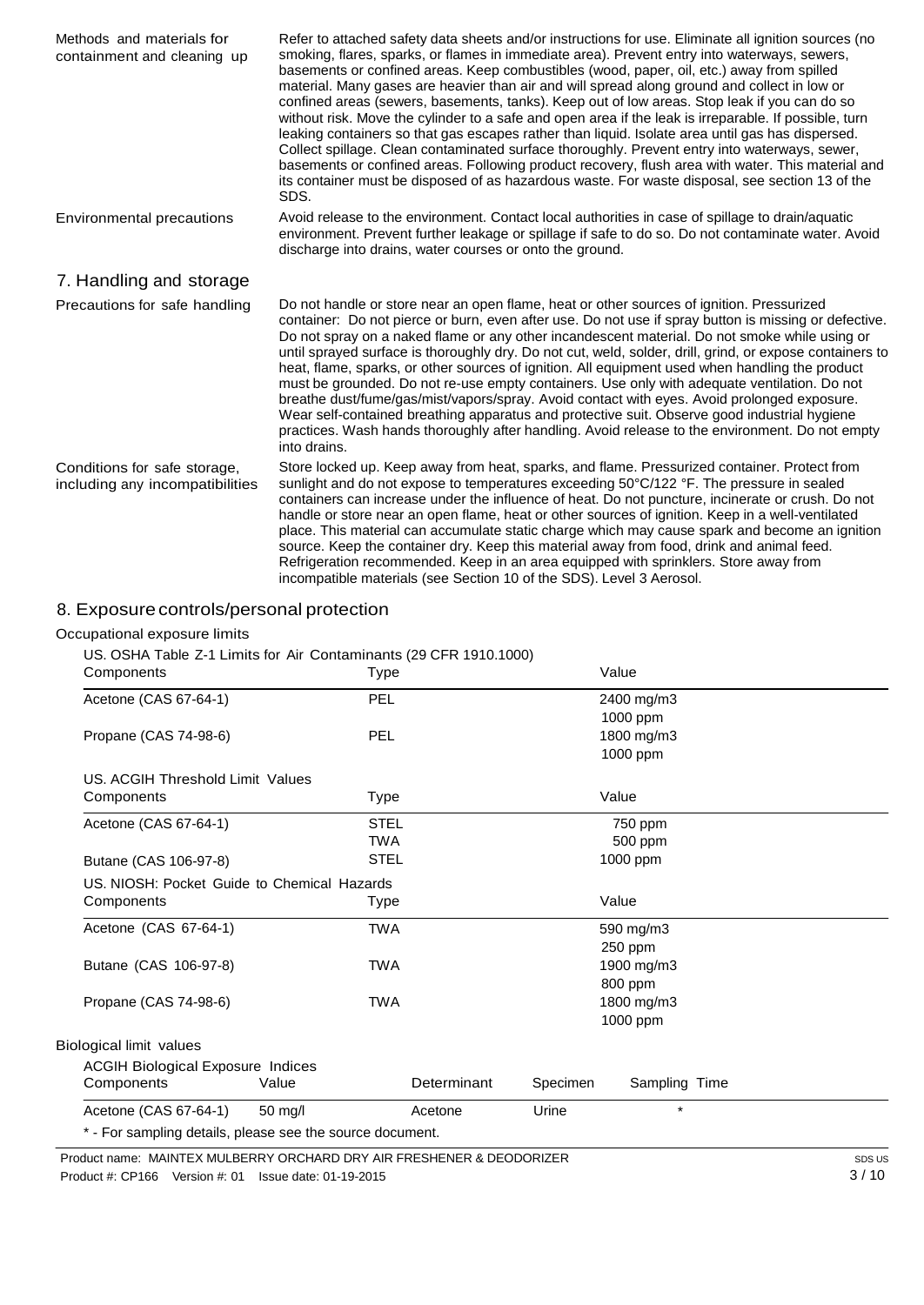| | |
|---|---|
| Methods and materials for containment and cleaning up | Refer to attached safety data sheets and/or instructions for use. Eliminate all ignition sources (no smoking, flares, sparks, or flames in immediate area). Prevent entry into waterways, sewers, basements or confined areas. Keep combustibles (wood, paper, oil, etc.) away from spilled material. Many gases are heavier than air and will spread along ground and collect in low or confined areas (sewers, basements, tanks). Keep out of low areas. Stop leak if you can do so without risk. Move the cylinder to a safe and open area if the leak is irreparable. If possible, turn leaking containers so that gas escapes rather than liquid. Isolate area until gas has dispersed. Collect spillage. Clean contaminated surface thoroughly. Prevent entry into waterways, sewer, basements or confined areas. Following product recovery, flush area with water. This material and its container must be disposed of as hazardous waste. For waste disposal, see section 13 of the SDS. |
| Environmental precautions | Avoid release to the environment. Contact local authorities in case of spillage to drain/aquatic environment. Prevent further leakage or spillage if safe to do so. Do not contaminate water. Avoid discharge into drains, water courses or onto the ground. |

## 7. Handling and storage

| | |
|---|---|
| Precautions for safe handling | Do not handle or store near an open flame, heat or other sources of ignition. Pressurized container: Do not pierce or burn, even after use. Do not use if spray button is missing or defective. Do not spray on a naked flame or any other incandescent material. Do not smoke while using or until sprayed surface is thoroughly dry. Do not cut, weld, solder, drill, grind, or expose containers to heat, flame, sparks, or other sources of ignition. All equipment used when handling the product must be grounded. Do not re-use empty containers. Use only with adequate ventilation. Do not breathe dust/fume/gas/mist/vapors/spray. Avoid contact with eyes. Avoid prolonged exposure. Wear self-contained breathing apparatus and protective suit. Observe good industrial hygiene practices. Wash hands thoroughly after handling. Avoid release to the environment. Do not empty into drains. |
| Conditions for safe storage, including any incompatibilities | Store locked up. Keep away from heat, sparks, and flame. Pressurized container. Protect from sunlight and do not expose to temperatures exceeding 50°C/122 °F. The pressure in sealed containers can increase under the influence of heat. Do not puncture, incinerate or crush. Do not handle or store near an open flame, heat or other sources of ignition. Keep in a well-ventilated place. This material can accumulate static charge which may cause spark and become an ignition source. Keep the container dry. Keep this material away from food, drink and animal feed. Refrigeration recommended. Keep in an area equipped with sprinklers. Store away from incompatible materials (see Section 10 of the SDS). Level 3 Aerosol. |

## 8. Exposure controls/personal protection

### Occupational exposure limits

US. OSHA Table Z-1 Limits for Air Contaminants (29 CFR 1910.1000)

| Components | Type | Value |
|---|---|---|
| Acetone (CAS 67-64-1) | PEL | 2400 mg/m3 |
| | | 1000 ppm |
| Propane (CAS 74-98-6) | PEL | 1800 mg/m3 |
| | | 1000 ppm |

US. ACGIH Threshold Limit Values

| Components | Type | Value |
|---|---|---|
| Acetone (CAS 67-64-1) | STEL | 750 ppm |
| | TWA | 500 ppm |
| Butane (CAS 106-97-8) | STEL | 1000 ppm |

US. NIOSH: Pocket Guide to Chemical Hazards

| Components | Type | Value |
|---|---|---|
| Acetone (CAS 67-64-1) | TWA | 590 mg/m3 |
| | | 250 ppm |
| Butane (CAS 106-97-8) | TWA | 1900 mg/m3 |
| | | 800 ppm |
| Propane (CAS 74-98-6) | TWA | 1800 mg/m3 |
| | | 1000 ppm |

### Biological limit values

ACGIH Biological Exposure Indices

| Components | Value | Determinant | Specimen | Sampling Time |
|---|---|---|---|---|
| Acetone (CAS 67-64-1) | 50 mg/l | Acetone | Urine | * |

* - For sampling details, please see the source document.

Product name: MAINTEX MULBERRY ORCHARD DRY AIR FRESHENER & DEODORIZER
Product #: CP166 Version #: 01 Issue date: 01-19-2015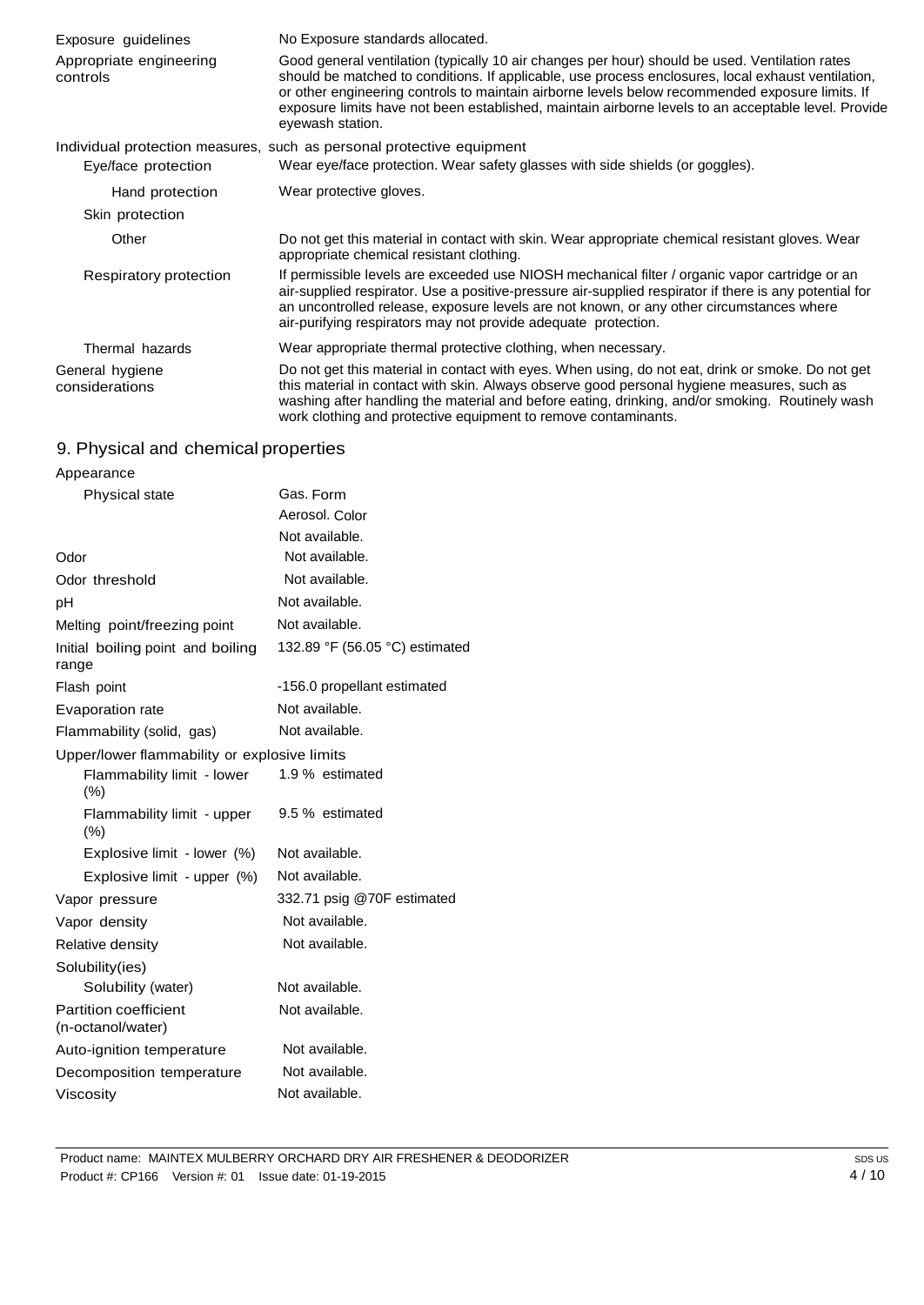| | |
|---|---|
| Exposure guidelines | No Exposure standards allocated. |
| Appropriate engineering controls | Good general ventilation (typically 10 air changes per hour) should be used. Ventilation rates should be matched to conditions. If applicable, use process enclosures, local exhaust ventilation, or other engineering controls to maintain airborne levels below recommended exposure limits. If exposure limits have not been established, maintain airborne levels to an acceptable level. Provide eyewash station. |

**Individual protection measures, such as personal protective equipment**

| | |
|---|---|
| Eye/face protection | Wear eye/face protection. Wear safety glasses with side shields (or goggles). |
| Hand protection | Wear protective gloves. |
| Skin protection | |
| Other | Do not get this material in contact with skin. Wear appropriate chemical resistant gloves. Wear appropriate chemical resistant clothing. |
| Respiratory protection | If permissible levels are exceeded use NIOSH mechanical filter / organic vapor cartridge or an air-supplied respirator. Use a positive-pressure air-supplied respirator if there is any potential for an uncontrolled release, exposure levels are not known, or any other circumstances where air-purifying respirators may not provide adequate protection. |
| Thermal hazards | Wear appropriate thermal protective clothing, when necessary. |
| General hygiene considerations | Do not get this material in contact with eyes. When using, do not eat, drink or smoke. Do not get this material in contact with skin. Always observe good personal hygiene measures, such as washing after handling the material and before eating, drinking, and/or smoking. Routinely wash work clothing and protective equipment to remove contaminants. |

## 9. Physical and chemical properties

| | |
|---|---|
| **Appearance** | |
| Physical state | Gas. Form |
| | Aerosol. Color |
| | Not available. |
| Odor | Not available. |
| Odor threshold | Not available. |
| pH | Not available. |
| Melting point/freezing point | Not available. |
| Initial boiling point and boiling range | 132.89 °F (56.05 °C) estimated |
| Flash point | -156.0 propellant estimated |
| Evaporation rate | Not available. |
| Flammability (solid, gas) | Not available. |
| **Upper/lower flammability or explosive limits** | |
| Flammability limit - lower (%) | 1.9 % estimated |
| Flammability limit - upper (%) | 9.5 % estimated |
| Explosive limit - lower (%) | Not available. |
| Explosive limit - upper (%) | Not available. |
| Vapor pressure | 332.71 psig @70F estimated |
| Vapor density | Not available. |
| Relative density | Not available. |
| **Solubility(ies)** | |
| Solubility (water) | Not available. |
| Partition coefficient (n-octanol/water) | Not available. |
| Auto-ignition temperature | Not available. |
| Decomposition temperature | Not available. |
| Viscosity | Not available. |

Product name: MAINTEX MULBERRY ORCHARD DRY AIR FRESHENER & DEODORIZER
Product #: CP166 Version #: 01 Issue date: 01-19-2015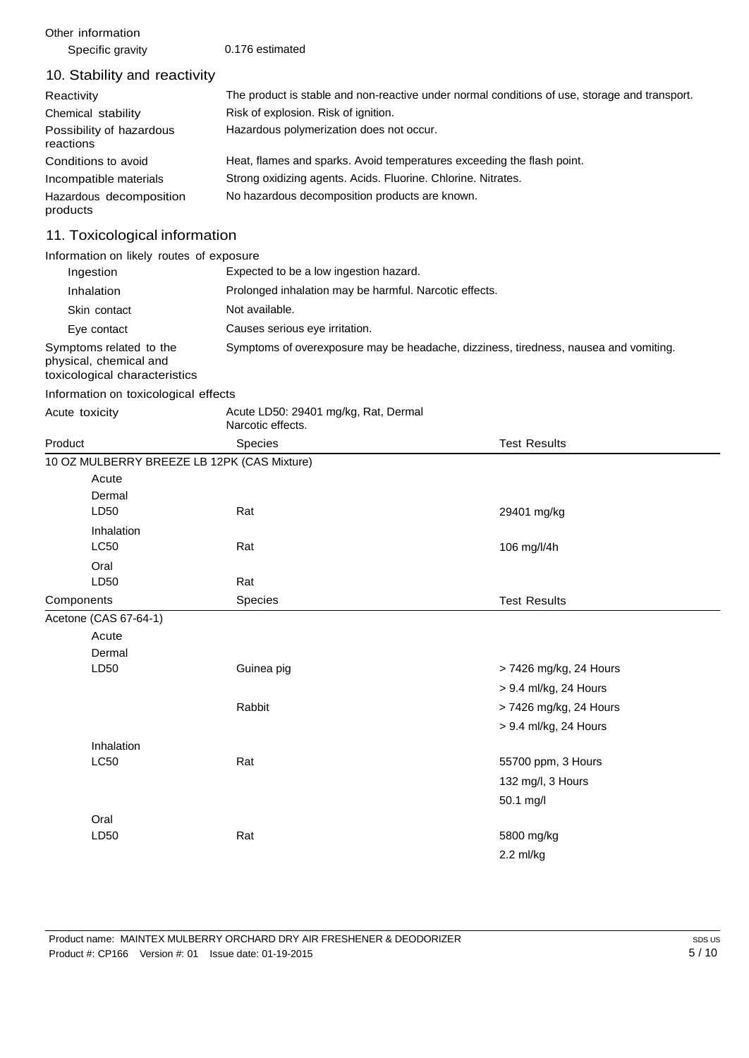Other information

| | |
|---|---|
| Specific gravity | 0.176 estimated |

## 10. Stability and reactivity

| | |
|---|---|
| Reactivity | The product is stable and non-reactive under normal conditions of use, storage and transport. |
| Chemical stability | Risk of explosion. Risk of ignition. |
| Possibility of hazardous reactions | Hazardous polymerization does not occur. |
| Conditions to avoid | Heat, flames and sparks. Avoid temperatures exceeding the flash point. |
| Incompatible materials | Strong oxidizing agents. Acids. Fluorine. Chlorine. Nitrates. |
| Hazardous decomposition products | No hazardous decomposition products are known. |

## 11. Toxicological information

Information on likely routes of exposure

| | |
|---|---|
| Ingestion | Expected to be a low ingestion hazard. |
| Inhalation | Prolonged inhalation may be harmful. Narcotic effects. |
| Skin contact | Not available. |
| Eye contact | Causes serious eye irritation. |
| Symptoms related to the physical, chemical and toxicological characteristics | Symptoms of overexposure may be headache, dizziness, tiredness, nausea and vomiting. |

Information on toxicological effects

| | |
|---|---|
| Acute toxicity | Acute LD50: 29401 mg/kg, Rat, Dermal<br>Narcotic effects. |

| Product | Species | Test Results |
|---|---|---|
| 10 OZ MULBERRY BREEZE LB 12PK (CAS Mixture) | | |
| Acute | | |
| Dermal | | |
| LD50 | Rat | 29401 mg/kg |
| Inhalation | | |
| LC50 | Rat | 106 mg/l/4h |
| Oral | | |
| LD50 | Rat | |

| Components | Species | Test Results |
|---|---|---|
| Acetone (CAS 67-64-1) | | |
| Acute | | |
| Dermal | | |
| LD50 | Guinea pig | > 7426 mg/kg, 24 Hours |
| | | > 9.4 ml/kg, 24 Hours |
| | Rabbit | > 7426 mg/kg, 24 Hours |
| | | > 9.4 ml/kg, 24 Hours |
| Inhalation | | |
| LC50 | Rat | 55700 ppm, 3 Hours |
| | | 132 mg/l, 3 Hours |
| | | 50.1 mg/l |
| Oral | | |
| LD50 | Rat | 5800 mg/kg |
| | | 2.2 ml/kg |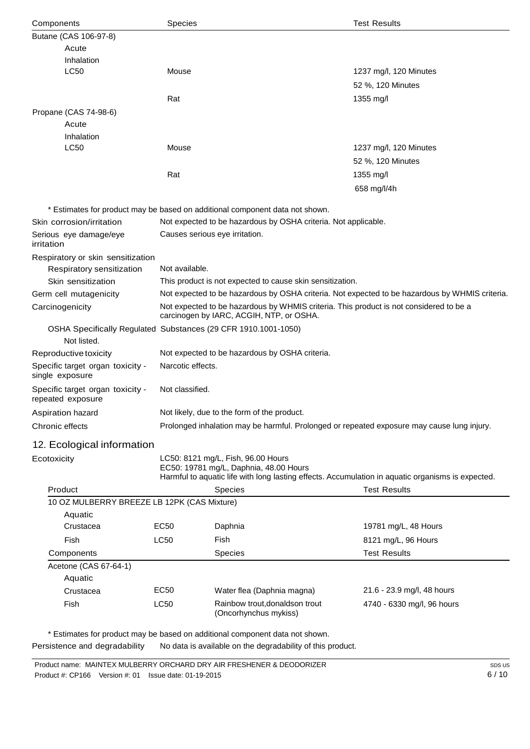| Components | Species | Test Results |
|---|---|---|
| Butane (CAS 106-97-8) | | |
| Acute | | |
| Inhalation | | |
| LC50 | Mouse | 1237 mg/l, 120 Minutes |
| | | 52 %, 120 Minutes |
| | Rat | 1355 mg/l |
| Propane (CAS 74-98-6) | | |
| Acute | | |
| Inhalation | | |
| LC50 | Mouse | 1237 mg/l, 120 Minutes |
| | | 52 %, 120 Minutes |
| | Rat | 1355 mg/l |
| | | 658 mg/l/4h |

* Estimates for product may be based on additional component data not shown.

**Skin corrosion/irritation** Not expected to be hazardous by OSHA criteria. Not applicable.

**Serious eye damage/eye irritation** Causes serious eye irritation.

**Respiratory or skin sensitization**

**Respiratory sensitization** Not available.

**Skin sensitization** This product is not expected to cause skin sensitization.

**Germ cell mutagenicity** Not expected to be hazardous by OSHA criteria. Not expected to be hazardous by WHMIS criteria.

**Carcinogenicity** Not expected to be hazardous by WHMIS criteria. This product is not considered to be a carcinogen by IARC, ACGIH, NTP, or OSHA.

**OSHA Specifically Regulated Substances (29 CFR 1910.1001-1050)**

Not listed.

**Reproductive toxicity** Not expected to be hazardous by OSHA criteria.

**Specific target organ toxicity - single exposure** Narcotic effects.

**Specific target organ toxicity - repeated exposure** Not classified.

**Aspiration hazard** Not likely, due to the form of the product.

**Chronic effects** Prolonged inhalation may be harmful. Prolonged or repeated exposure may cause lung injury.

## 12. Ecological information

**Ecotoxicity** LC50: 8121 mg/L, Fish, 96.00 Hours
EC50: 19781 mg/L, Daphnia, 48.00 Hours
Harmful to aquatic life with long lasting effects. Accumulation in aquatic organisms is expected.

| Product | | Species | Test Results |
|---|---|---|---|
| 10 OZ MULBERRY BREEZE LB 12PK (CAS Mixture) | | | |
| Aquatic | | | |
| Crustacea | EC50 | Daphnia | 19781 mg/L, 48 Hours |
| Fish | LC50 | Fish | 8121 mg/L, 96 Hours |
| **Components** | | **Species** | **Test Results** |
| Acetone (CAS 67-64-1) | | | |
| Aquatic | | | |
| Crustacea | EC50 | Water flea (Daphnia magna) | 21.6 - 23.9 mg/l, 48 hours |
| Fish | LC50 | Rainbow trout,donaldson trout (Oncorhynchus mykiss) | 4740 - 6330 mg/l, 96 hours |

* Estimates for product may be based on additional component data not shown.

**Persistence and degradability** No data is available on the degradability of this product.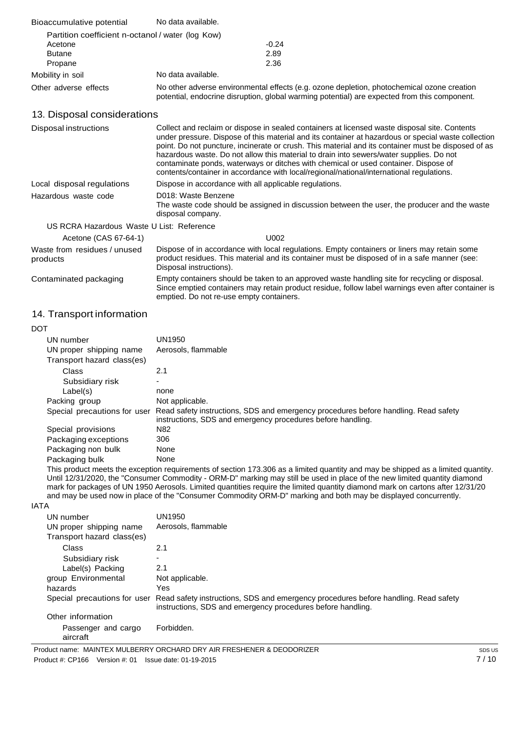| | |
|---|---|
| Bioaccumulative potential | No data available. |
| Partition coefficient n-octanol / water (log Kow) | |
| Acetone | -0.24 |
| Butane | 2.89 |
| Propane | 2.36 |
| Mobility in soil | No data available. |
| Other adverse effects | No other adverse environmental effects (e.g. ozone depletion, photochemical ozone creation potential, endocrine disruption, global warming potential) are expected from this component. |

## 13. Disposal considerations

| | |
|---|---|
| Disposal instructions | Collect and reclaim or dispose in sealed containers at licensed waste disposal site. Contents under pressure. Dispose of this material and its container at hazardous or special waste collection point. Do not puncture, incinerate or crush. This material and its container must be disposed of as hazardous waste. Do not allow this material to drain into sewers/water supplies. Do not contaminate ponds, waterways or ditches with chemical or used container. Dispose of contents/container in accordance with local/regional/national/international regulations. |
| Local disposal regulations | Dispose in accordance with all applicable regulations. |
| Hazardous waste code | D018: Waste Benzene<br>The waste code should be assigned in discussion between the user, the producer and the waste disposal company. |
| US RCRA Hazardous Waste U List: Reference | |
| Acetone (CAS 67-64-1) | U002 |
| Waste from residues / unused products | Dispose of in accordance with local regulations. Empty containers or liners may retain some product residues. This material and its container must be disposed of in a safe manner (see: Disposal instructions). |
| Contaminated packaging | Empty containers should be taken to an approved waste handling site for recycling or disposal. Since emptied containers may retain product residue, follow label warnings even after container is emptied. Do not re-use empty containers. |

## 14. Transport information

**DOT**

| | |
|---|---|
| UN number | UN1950 |
| UN proper shipping name | Aerosols, flammable |
| Transport hazard class(es) | |
| Class | 2.1 |
| Subsidiary risk | - |
| Label(s) | none |
| Packing group | Not applicable. |
| Special precautions for user | Read safety instructions, SDS and emergency procedures before handling. Read safety instructions, SDS and emergency procedures before handling. |
| Special provisions | N82 |
| Packaging exceptions | 306 |
| Packaging non bulk | None |
| Packaging bulk | None |

This product meets the exception requirements of section 173.306 as a limited quantity and may be shipped as a limited quantity. Until 12/31/2020, the "Consumer Commodity - ORM-D" marking may still be used in place of the new limited quantity diamond mark for packages of UN 1950 Aerosols. Limited quantities require the limited quantity diamond mark on cartons after 12/31/20 and may be used now in place of the "Consumer Commodity ORM-D" marking and both may be displayed concurrently.

**IATA**

| | |
|---|---|
| UN number | UN1950 |
| UN proper shipping name | Aerosols, flammable |
| Transport hazard class(es) | |
| Class | 2.1 |
| Subsidiary risk | - |
| Label(s) | 2.1 |
| Packing group | Not applicable. |
| Environmental hazards | Yes |
| Special precautions for user | Read safety instructions, SDS and emergency procedures before handling. Read safety instructions, SDS and emergency procedures before handling. |
| Other information | |
| Passenger and cargo aircraft | Forbidden. |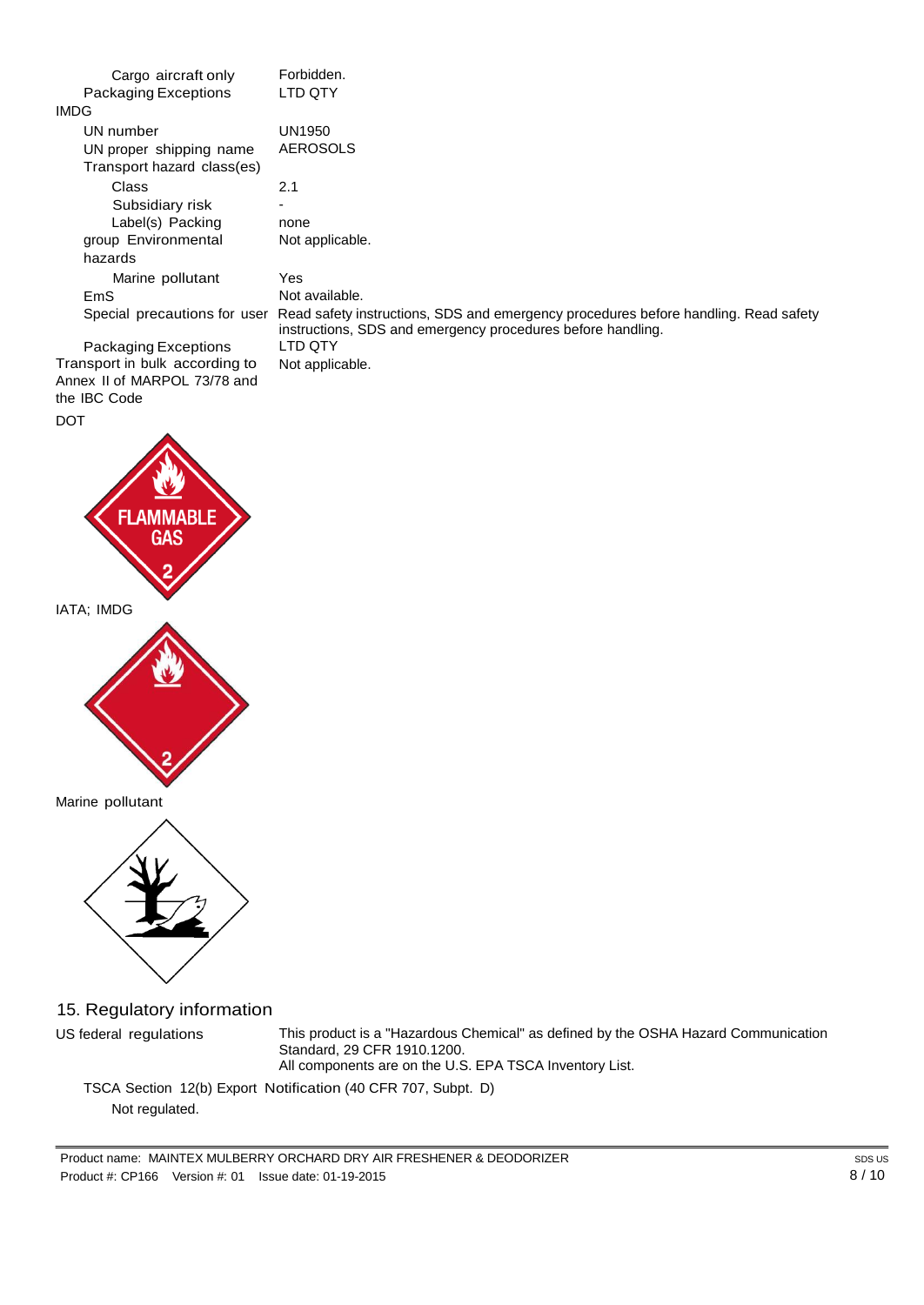| | |
|---|---|
| Cargo aircraft only | Forbidden. |
| Packaging Exceptions | LTD QTY |

**IMDG**

| | |
|---|---|
| UN number | UN1950 |
| UN proper shipping name | AEROSOLS |
| Transport hazard class(es) | |
| Class | 2.1 |
| Subsidiary risk | - |
| Label(s) | none |
| Packing group | Not applicable. |
| Environmental hazards | |
| Marine pollutant | Yes |
| EmS | Not available. |
| Special precautions for user | Read safety instructions, SDS and emergency procedures before handling. Read safety instructions, SDS and emergency procedures before handling. |
| Packaging Exceptions | LTD QTY |
| Transport in bulk according to Annex II of MARPOL 73/78 and the IBC Code | Not applicable. |

DOT

IATA; IMDG

Marine pollutant

## 15. Regulatory information

**US federal regulations**

This product is a "Hazardous Chemical" as defined by the OSHA Hazard Communication Standard, 29 CFR 1910.1200.
All components are on the U.S. EPA TSCA Inventory List.

TSCA Section 12(b) Export Notification (40 CFR 707, Subpt. D)

Not regulated.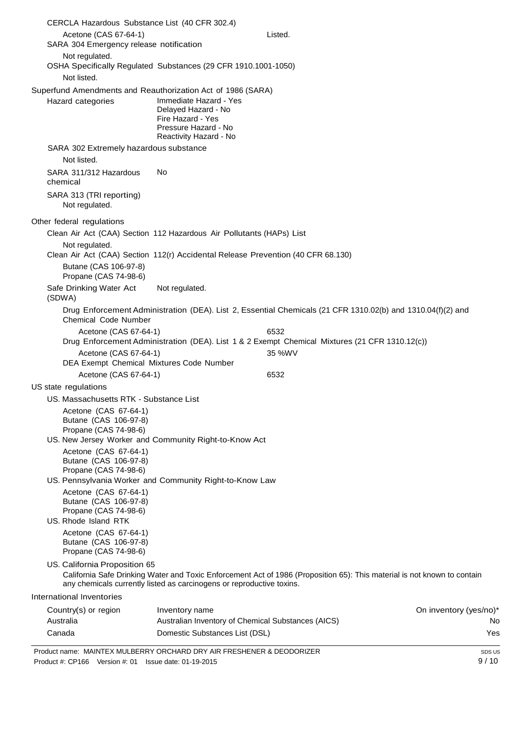CERCLA Hazardous Substance List (40 CFR 302.4)

| | |
|---|---|
| Acetone (CAS 67-64-1) | Listed. |

SARA 304 Emergency release notification

Not regulated.

OSHA Specifically Regulated Substances (29 CFR 1910.1001-1050)

Not listed.

Superfund Amendments and Reauthorization Act of 1986 (SARA)

Hazard categories
- Immediate Hazard - Yes
- Delayed Hazard - No
- Fire Hazard - Yes
- Pressure Hazard - No
- Reactivity Hazard - No

SARA 302 Extremely hazardous substance

Not listed.

SARA 311/312 Hazardous chemical: No

SARA 313 (TRI reporting)

Not regulated.

Other federal regulations

Clean Air Act (CAA) Section 112 Hazardous Air Pollutants (HAPs) List

Not regulated.

Clean Air Act (CAA) Section 112(r) Accidental Release Prevention (40 CFR 68.130)

Butane (CAS 106-97-8)
Propane (CAS 74-98-6)

Safe Drinking Water Act (SDWA): Not regulated.

Drug Enforcement Administration (DEA). List 2, Essential Chemicals (21 CFR 1310.02(b) and 1310.04(f)(2) and Chemical Code Number

| | |
|---|---|
| Acetone (CAS 67-64-1) | 6532 |

Drug Enforcement Administration (DEA). List 1 & 2 Exempt Chemical Mixtures (21 CFR 1310.12(c))

| | |
|---|---|
| Acetone (CAS 67-64-1) | 35 %WV |

DEA Exempt Chemical Mixtures Code Number

| | |
|---|---|
| Acetone (CAS 67-64-1) | 6532 |

US state regulations

US. Massachusetts RTK - Substance List

Acetone (CAS 67-64-1)
Butane (CAS 106-97-8)
Propane (CAS 74-98-6)

US. New Jersey Worker and Community Right-to-Know Act

Acetone (CAS 67-64-1)
Butane (CAS 106-97-8)
Propane (CAS 74-98-6)

US. Pennsylvania Worker and Community Right-to-Know Law

Acetone (CAS 67-64-1)
Butane (CAS 106-97-8)
Propane (CAS 74-98-6)

US. Rhode Island RTK

Acetone (CAS 67-64-1)
Butane (CAS 106-97-8)
Propane (CAS 74-98-6)

US. California Proposition 65

California Safe Drinking Water and Toxic Enforcement Act of 1986 (Proposition 65): This material is not known to contain any chemicals currently listed as carcinogens or reproductive toxins.

International Inventories

| Country(s) or region | Inventory name | On inventory (yes/no)* |
|---|---|---|
| Australia | Australian Inventory of Chemical Substances (AICS) | No |
| Canada | Domestic Substances List (DSL) | Yes |

Product name: MAINTEX MULBERRY ORCHARD DRY AIR FRESHENER & DEODORIZER
Product #: CP166 Version #: 01 Issue date: 01-19-2015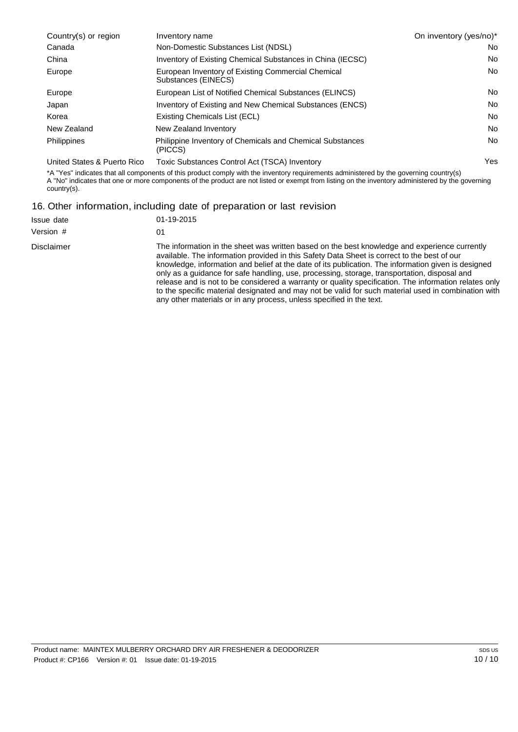| Country(s) or region | Inventory name | On inventory (yes/no)* |
|---|---|---|
| Canada | Non-Domestic Substances List (NDSL) | No |
| China | Inventory of Existing Chemical Substances in China (IECSC) | No |
| Europe | European Inventory of Existing Commercial Chemical Substances (EINECS) | No |
| Europe | European List of Notified Chemical Substances (ELINCS) | No |
| Japan | Inventory of Existing and New Chemical Substances (ENCS) | No |
| Korea | Existing Chemicals List (ECL) | No |
| New Zealand | New Zealand Inventory | No |
| Philippines | Philippine Inventory of Chemicals and Chemical Substances (PICCS) | No |
| United States & Puerto Rico | Toxic Substances Control Act (TSCA) Inventory | Yes |

*A "Yes" indicates that all components of this product comply with the inventory requirements administered by the governing country(s)
A "No" indicates that one or more components of the product are not listed or exempt from listing on the inventory administered by the governing country(s).

## 16. Other information, including date of preparation or last revision

**Issue date** 01-19-2015

**Version #** 01

**Disclaimer** The information in the sheet was written based on the best knowledge and experience currently available. The information provided in this Safety Data Sheet is correct to the best of our knowledge, information and belief at the date of its publication. The information given is designed only as a guidance for safe handling, use, processing, storage, transportation, disposal and release and is not to be considered a warranty or quality specification. The information relates only to the specific material designated and may not be valid for such material used in combination with any other materials or in any process, unless specified in the text.